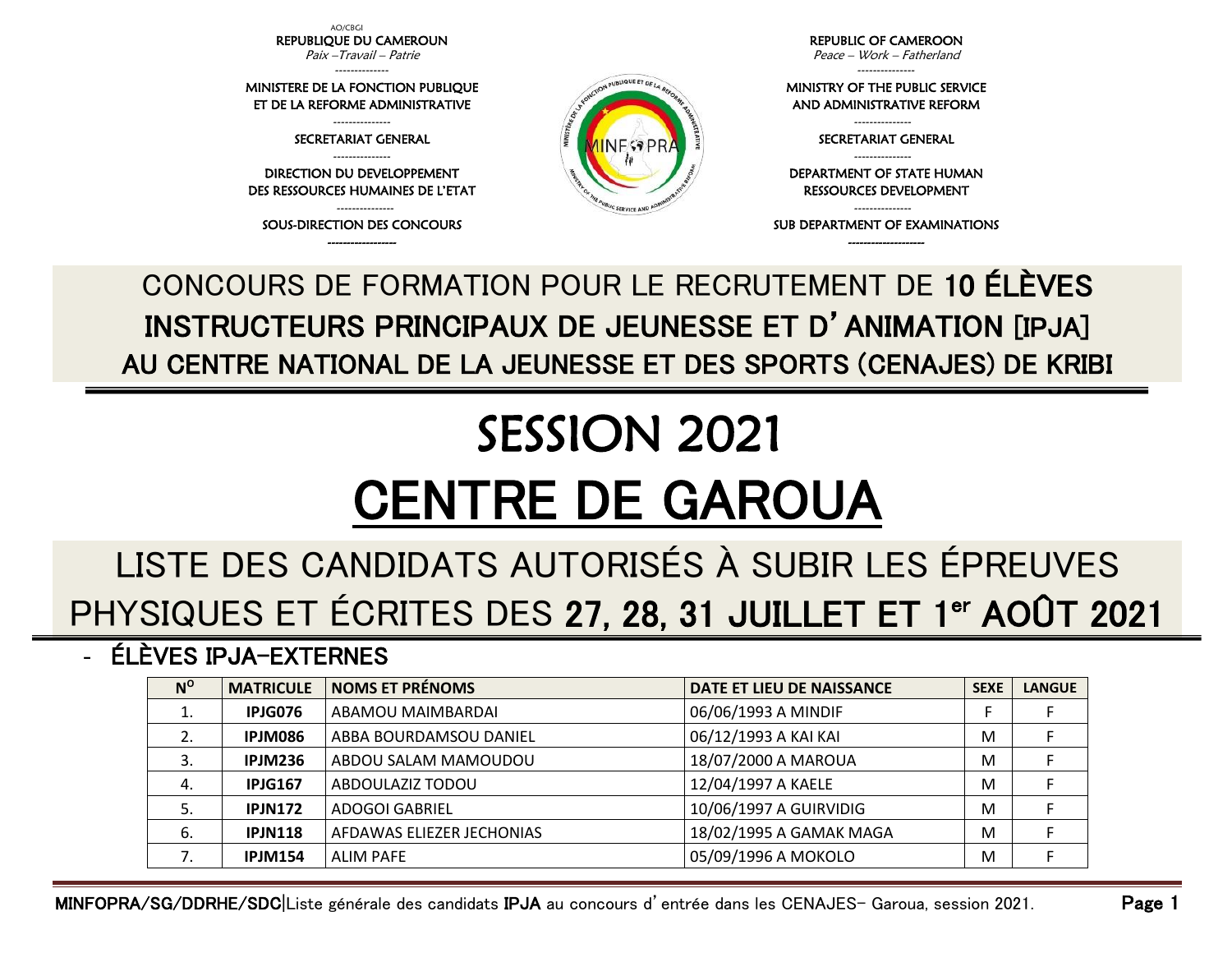AO/CBGI

REPUBLIQUE DU CAMEROUN
*Paix –Travail – Patrie*

MINISTERE DE LA FONCTION PUBLIQUE ET DE LA REFORME ADMINISTRATIVE

SECRETARIAT GENERAL

DIRECTION DU DEVELOPPEMENT DES RESSOURCES HUMAINES DE L'ETAT

SOUS-DIRECTION DES CONCOURS

REPUBLIC OF CAMEROON
*Peace – Work – Fatherland*

MINISTRY OF THE PUBLIC SERVICE AND ADMINISTRATIVE REFORM

SECRETARIAT GENERAL

DEPARTMENT OF STATE HUMAN RESSOURCES DEVELOPMENT

SUB DEPARTMENT OF EXAMINATIONS

## CONCOURS DE FORMATION POUR LE RECRUTEMENT DE **10 ÉLÈVES INSTRUCTEURS PRINCIPAUX DE JEUNESSE ET D'ANIMATION [IPJA] AU CENTRE NATIONAL DE LA JEUNESSE ET DES SPORTS (CENAJES) DE KRIBI**

# SESSION 2021

# CENTRE DE GAROUA

## LISTE DES CANDIDATS AUTORISÉS À SUBIR LES ÉPREUVES PHYSIQUES ET ÉCRITES DES **27, 28, 31 JUILLET ET 1er AOÛT 2021**

- **ÉLÈVES IPJA-EXTERNES**

| N° | MATRICULE | NOMS ET PRÉNOMS | DATE ET LIEU DE NAISSANCE | SEXE | LANGUE |
|---|---|---|---|---|---|
| 1. | **IPJG076** | ABAMOU MAIMBARDAI | 06/06/1993 A MINDIF | F | F |
| 2. | **IPJM086** | ABBA BOURDAMSOU DANIEL | 06/12/1993 A KAI KAI | M | F |
| 3. | **IPJM236** | ABDOU SALAM MAMOUDOU | 18/07/2000 A MAROUA | M | F |
| 4. | **IPJG167** | ABDOULAZIZ TODOU | 12/04/1997 A KAELE | M | F |
| 5. | **IPJN172** | ADOGOI GABRIEL | 10/06/1997 A GUIRVIDIG | M | F |
| 6. | **IPJN118** | AFDAWAS ELIEZER JECHONIAS | 18/02/1995 A GAMAK MAGA | M | F |
| 7. | **IPJM154** | ALIM PAFE | 05/09/1996 A MOKOLO | M | F |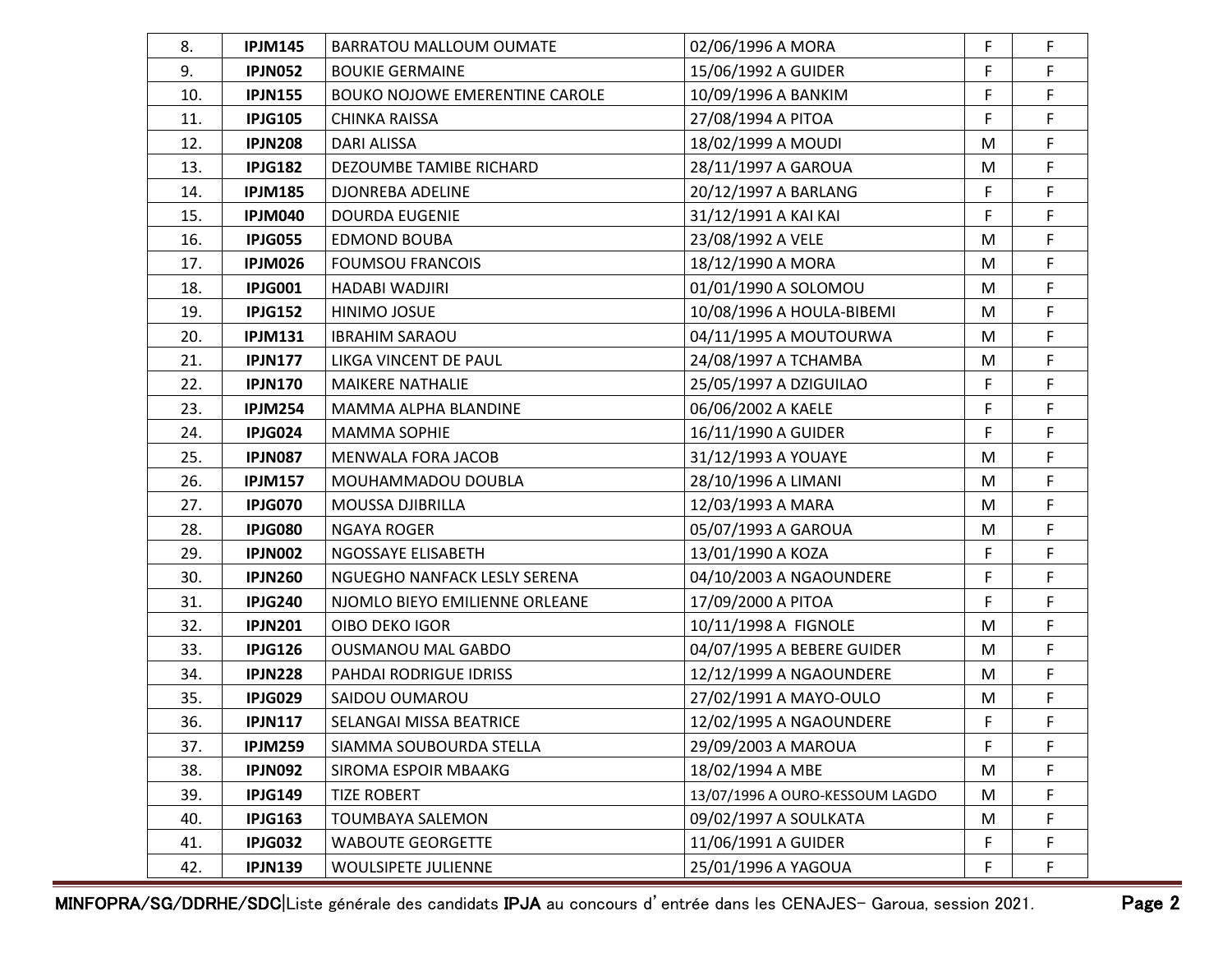| | | | | | |
|---|---|---|---|---|---|
| 8. | **IPJM145** | BARRATOU MALLOUM OUMATE | 02/06/1996 A MORA | F | F |
| 9. | **IPJN052** | BOUKIE GERMAINE | 15/06/1992 A GUIDER | F | F |
| 10. | **IPJN155** | BOUKO NOJOWE EMERENTINE CAROLE | 10/09/1996 A BANKIM | F | F |
| 11. | **IPJG105** | CHINKA RAISSA | 27/08/1994 A PITOA | F | F |
| 12. | **IPJN208** | DARI ALISSA | 18/02/1999 A MOUDI | M | F |
| 13. | **IPJG182** | DEZOUMBE TAMIBE RICHARD | 28/11/1997 A GAROUA | M | F |
| 14. | **IPJM185** | DJONREBA ADELINE | 20/12/1997 A BARLANG | F | F |
| 15. | **IPJM040** | DOURDA EUGENIE | 31/12/1991 A KAI KAI | F | F |
| 16. | **IPJG055** | EDMOND BOUBA | 23/08/1992 A VELE | M | F |
| 17. | **IPJM026** | FOUMSOU FRANCOIS | 18/12/1990 A MORA | M | F |
| 18. | **IPJG001** | HADABI WADJIRI | 01/01/1990 A SOLOMOU | M | F |
| 19. | **IPJG152** | HINIMO JOSUE | 10/08/1996 A HOULA-BIBEMI | M | F |
| 20. | **IPJM131** | IBRAHIM SARAOU | 04/11/1995 A MOUTOURWA | M | F |
| 21. | **IPJN177** | LIKGA VINCENT DE PAUL | 24/08/1997 A TCHAMBA | M | F |
| 22. | **IPJN170** | MAIKERE NATHALIE | 25/05/1997 A DZIGUILAO | F | F |
| 23. | **IPJM254** | MAMMA ALPHA BLANDINE | 06/06/2002 A KAELE | F | F |
| 24. | **IPJG024** | MAMMA SOPHIE | 16/11/1990 A GUIDER | F | F |
| 25. | **IPJN087** | MENWALA FORA JACOB | 31/12/1993 A YOUAYE | M | F |
| 26. | **IPJM157** | MOUHAMMADOU DOUBLA | 28/10/1996 A LIMANI | M | F |
| 27. | **IPJG070** | MOUSSA DJIBRILLA | 12/03/1993 A MARA | M | F |
| 28. | **IPJG080** | NGAYA ROGER | 05/07/1993 A GAROUA | M | F |
| 29. | **IPJN002** | NGOSSAYE ELISABETH | 13/01/1990 A KOZA | F | F |
| 30. | **IPJN260** | NGUEGHO NANFACK LESLY SERENA | 04/10/2003 A NGAOUNDERE | F | F |
| 31. | **IPJG240** | NJOMLO BIEYO EMILIENNE ORLEANE | 17/09/2000 A PITOA | F | F |
| 32. | **IPJN201** | OIBO DEKO IGOR | 10/11/1998 A FIGNOLE | M | F |
| 33. | **IPJG126** | OUSMANOU MAL GABDO | 04/07/1995 A BEBERE GUIDER | M | F |
| 34. | **IPJN228** | PAHDAI RODRIGUE IDRISS | 12/12/1999 A NGAOUNDERE | M | F |
| 35. | **IPJG029** | SAIDOU OUMAROU | 27/02/1991 A MAYO-OULO | M | F |
| 36. | **IPJN117** | SELANGAI MISSA BEATRICE | 12/02/1995 A NGAOUNDERE | F | F |
| 37. | **IPJM259** | SIAMMA SOUBOURDA STELLA | 29/09/2003 A MAROUA | F | F |
| 38. | **IPJN092** | SIROMA ESPOIR MBAAKG | 18/02/1994 A MBE | M | F |
| 39. | **IPJG149** | TIZE ROBERT | 13/07/1996 A OURO-KESSOUM LAGDO | M | F |
| 40. | **IPJG163** | TOUMBAYA SALEMON | 09/02/1997 A SOULKATA | M | F |
| 41. | **IPJG032** | WABOUTE GEORGETTE | 11/06/1991 A GUIDER | F | F |
| 42. | **IPJN139** | WOULSIPETE JULIENNE | 25/01/1996 A YAGOUA | F | F |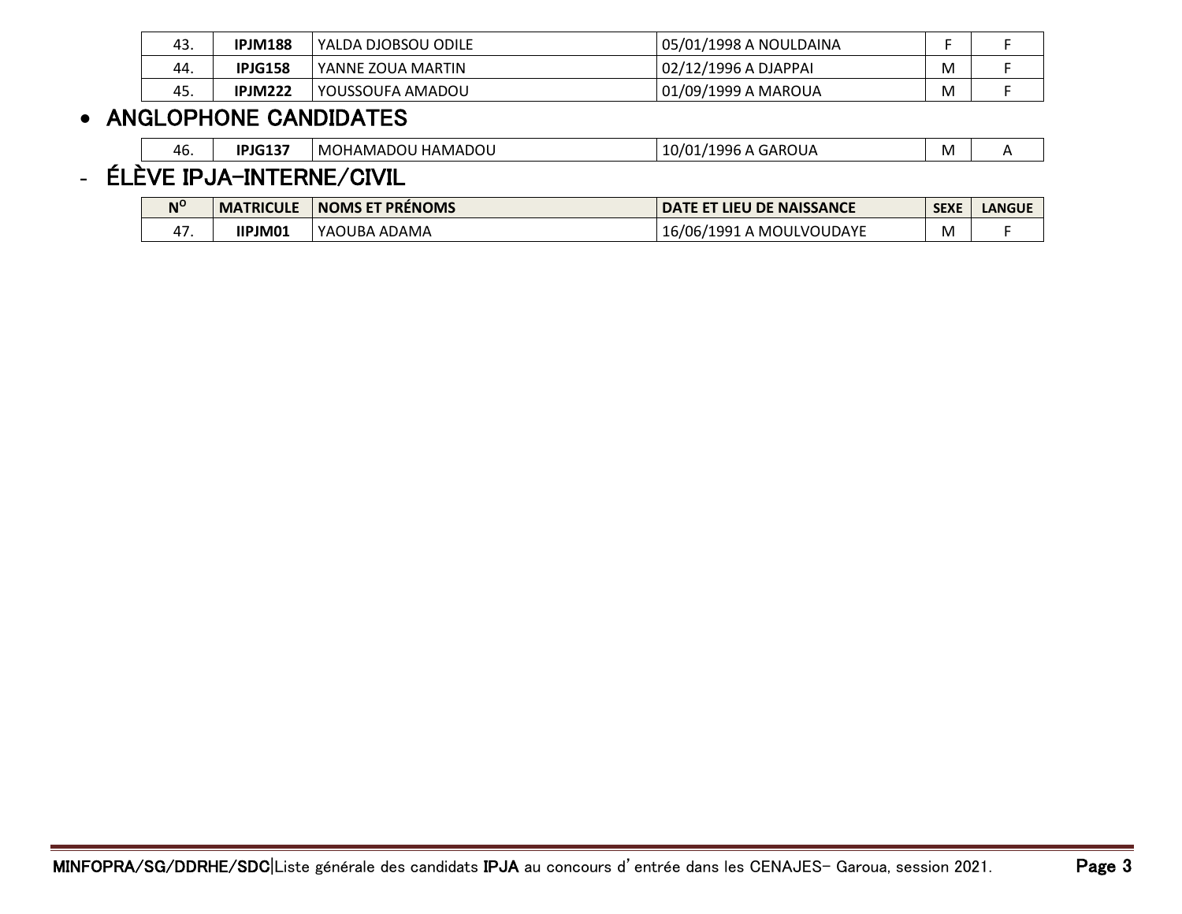| | | | | | |
|---|---|---|---|---|---|
| 43. | **IPJM188** | YALDA DJOBSOU ODILE | 05/01/1998 A NOULDAINA | F | F |
| 44. | **IPJG158** | YANNE ZOUA MARTIN | 02/12/1996 A DJAPPAI | M | F |
| 45. | **IPJM222** | YOUSSOUFA AMADOU | 01/09/1999 A MAROUA | M | F |

- **ANGLOPHONE CANDIDATES**

| | | | | | |
|---|---|---|---|---|---|
| 46. | **IPJG137** | MOHAMADOU HAMADOU | 10/01/1996 A GAROUA | M | A |

## - ÉLÈVE IPJA-INTERNE/CIVIL

| N° | MATRICULE | NOMS ET PRÉNOMS | DATE ET LIEU DE NAISSANCE | SEXE | LANGUE |
|---|---|---|---|---|---|
| 47. | **IIPJM01** | YAOUBA ADAMA | 16/06/1991 A MOULVOUDAYE | M | F |